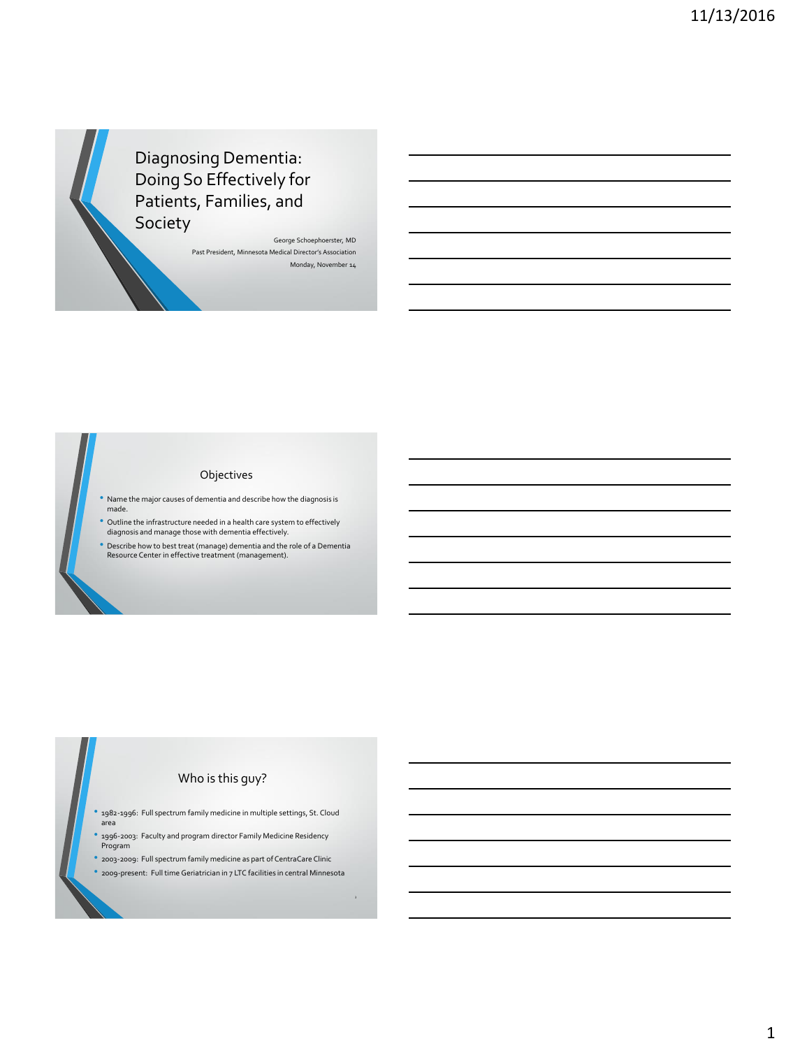# Diagnosing Dementia: Doing So Effectively for Patients, Families, and Society

George Schoephoerster, MD
Past President, Minnesota Medical Director's Association
Monday, November 14

## Objectives

- Name the major causes of dementia and describe how the diagnosis is made.
- Outline the infrastructure needed in a health care system to effectively diagnosis and manage those with dementia effectively.
- Describe how to best treat (manage) dementia and the role of a Dementia Resource Center in effective treatment (management).

## Who is this guy?

- 1982-1996: Full spectrum family medicine in multiple settings, St. Cloud area
- 1996-2003: Faculty and program director Family Medicine Residency Program
- 2003-2009: Full spectrum family medicine as part of CentraCare Clinic
- 2009-present: Full time Geriatrician in 7 LTC facilities in central Minnesota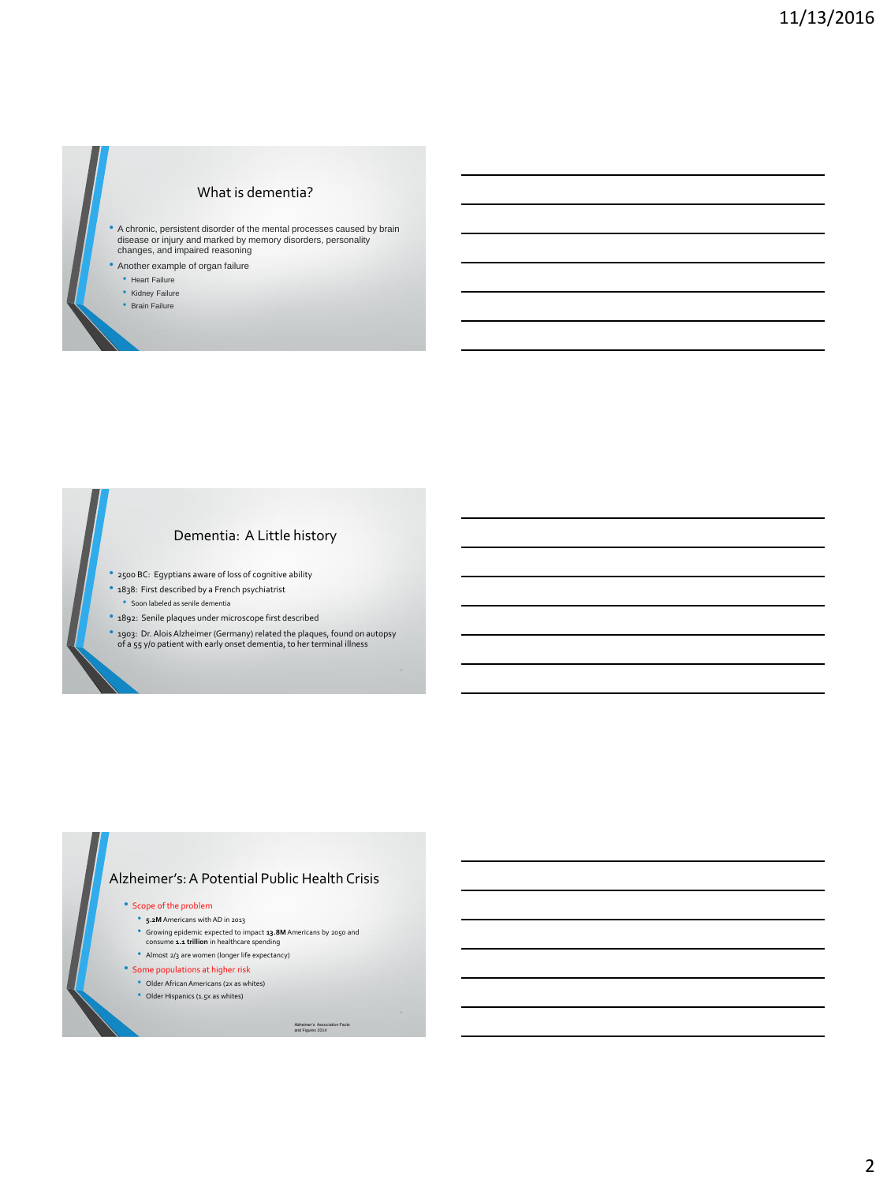## What is dementia?

- A chronic, persistent disorder of the mental processes caused by brain disease or injury and marked by memory disorders, personality changes, and impaired reasoning
- Another example of organ failure
  - Heart Failure
  - Kidney Failure
  - Brain Failure

## Dementia: A Little history

- 2500 BC: Egyptians aware of loss of cognitive ability
- 1838: First described by a French psychiatrist
  - Soon labeled as senile dementia
- 1892: Senile plaques under microscope first described
- 1903: Dr. Alois Alzheimer (Germany) related the plaques, found on autopsy of a 55 y/o patient with early onset dementia, to her terminal illness

## Alzheimer's: A Potential Public Health Crisis

- Scope of the problem
  - **5.2M** Americans with AD in 2013
  - Growing epidemic expected to impact **13.8M** Americans by 2050 and consume **1.1 trillion** in healthcare spending
  - Almost 2/3 are women (longer life expectancy)
- Some populations at higher risk
  - Older African Americans (2x as whites)
  - Older Hispanics (1.5x as whites)

Alzheimer's Association Facts and Figures 2014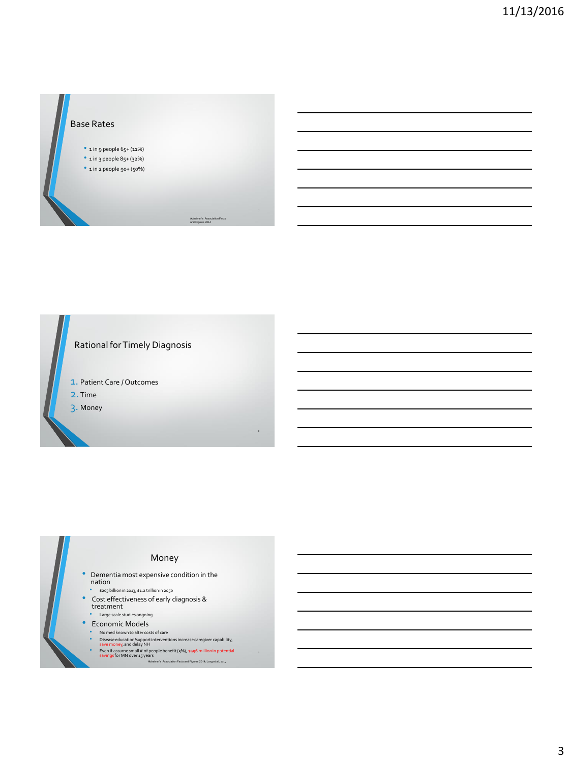## Base Rates

- 1 in 9 people 65+ (11%)
- 1 in 3 people 85+ (32%)
- 1 in 2 people 90+ (50%)

Alzheimer's Association Facts and Figures 2014

## Rational for Timely Diagnosis

1. Patient Care / Outcomes
2. Time
3. Money

## Money

- Dementia most expensive condition in the nation
  - $203 billion in 2013, $1.2 trillion in 2050
- Cost effectiveness of early diagnosis & treatment
  - Large scale studies ongoing
- Economic Models
  - No med known to alter costs of care
  - Disease education/support interventions increase caregiver capability, save money, and delay NH
  - Even if assume small # of people benefit (5%), $996 million in potential savings for MN over 15 years

Alzheimer's Association Facts and Figures 2014; Long et al., 2014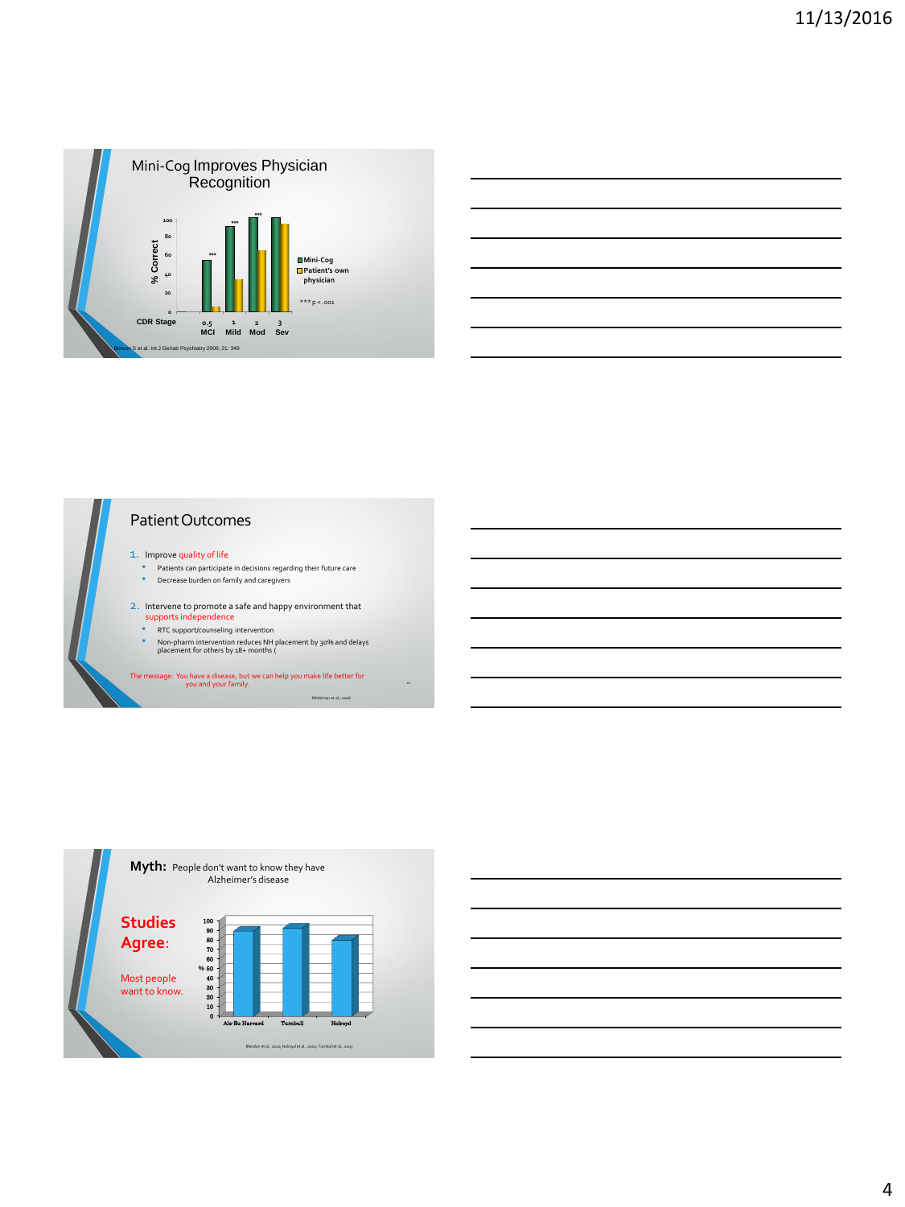## Mini-Cog Improves Physician Recognition

% Correct by CDR Stage: 0.5 MCI, 1 Mild, 2 Mod, 3 Sev

Legend: Mini-Cog; Patient's own physician

*** $p < .001$

Borson S et al. Int J Geriatr Psychiatry 2006; 21: 349

## Patient Outcomes

1. Improve quality of life
   - Patients can participate in decisions regarding their future care
   - Decrease burden on family and caregivers
2. Intervene to promote a safe and happy environment that supports independence
   - RTC support/counseling intervention
   - Non-pharm intervention reduces NH placement by 30% and delays placement for others by 18+ months (

The message: You have a disease, but we can help you make life better for you and your family.

Mittelman et al., 2006

## Myth: People don't want to know they have Alzheimer's disease

**Studies Agree:**

Most people want to know.

%: Alz-Eu Harvard, Turnbull, Holroyd

Blendon et al., 2012; Holroyd et al., 2002; Turnbull et al., 2003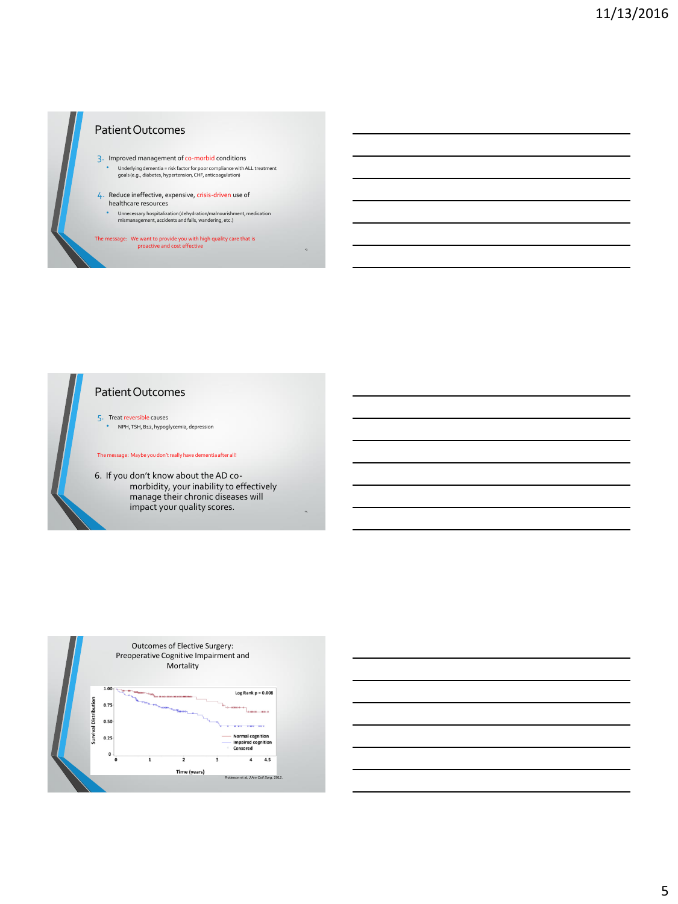## Patient Outcomes

3. Improved management of co-morbid conditions
   - Underlying dementia = risk factor for poor compliance with ALL treatment goals (e.g., diabetes, hypertension, CHF, anticoagulation)

4. Reduce ineffective, expensive, crisis-driven use of healthcare resources
   - Unnecessary hospitalization (dehydration/malnourishment, medication mismanagement, accidents and falls, wandering, etc.)

The message: We want to provide you with high quality care that is proactive and cost effective

## Patient Outcomes

5. Treat reversible causes
   - NPH, TSH, B12, hypoglycemia, depression

The message: Maybe you don't really have dementia after all!

6. If you don't know about the AD co-morbidity, your inability to effectively manage their chronic diseases will impact your quality scores.

## Outcomes of Elective Surgery: Preoperative Cognitive Impairment and Mortality

Log Rank p = 0.008

Survival Distribution (y-axis: 0, 0.25, 0.50, 0.75, 1.00); Time (years) (x-axis: 0, 1, 2, 3, 4, 4.5)

Legend: Normal cognition; Impaired cognition; Censored

Robinson et al, *J Am Coll Surg*, 2012.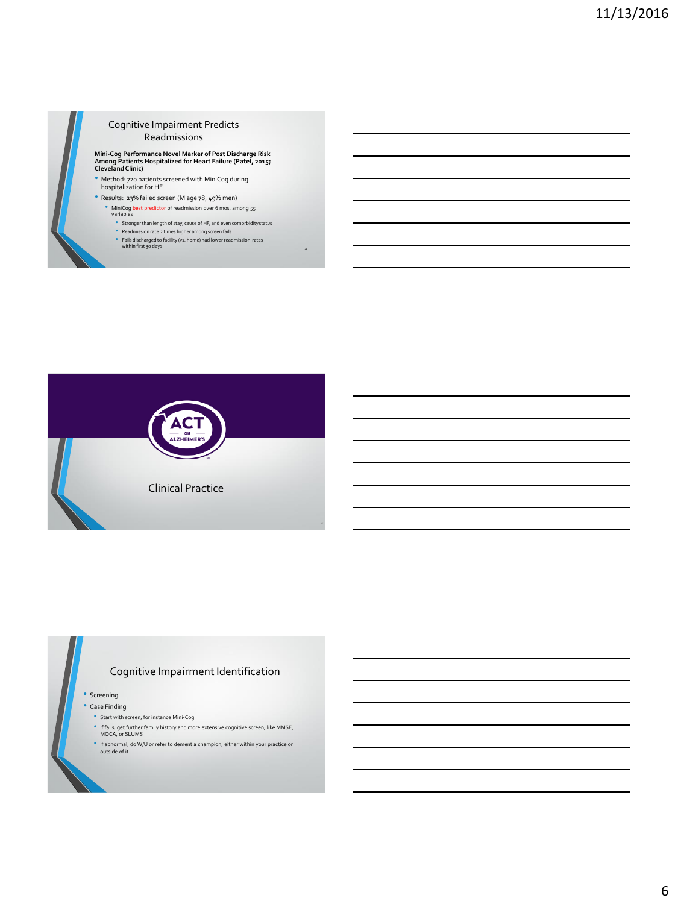## Cognitive Impairment Predicts Readmissions

**Mini-Cog Performance Novel Marker of Post Discharge Risk Among Patients Hospitalized for Heart Failure (Patel, 2015; Cleveland Clinic)**

- Method: 720 patients screened with MiniCog during hospitalization for HF
- Results: 23% failed screen (M age 78, 49% men)
  - MiniCog best predictor of readmission over 6 mos. among 55 variables
    - Stronger than length of stay, cause of HF, and even comorbidity status
    - Readmission rate 2 times higher among screen fails
    - Fails discharged to facility (vs. home) had lower readmission rates within first 30 days

ACT ON ALZHEIMER'S

## Clinical Practice

## Cognitive Impairment Identification

- Screening
- Case Finding
  - Start with screen, for instance Mini-Cog
  - If fails, get further family history and more extensive cognitive screen, like MMSE, MOCA, or SLUMS
  - If abnormal, do W/U or refer to dementia champion, either within your practice or outside of it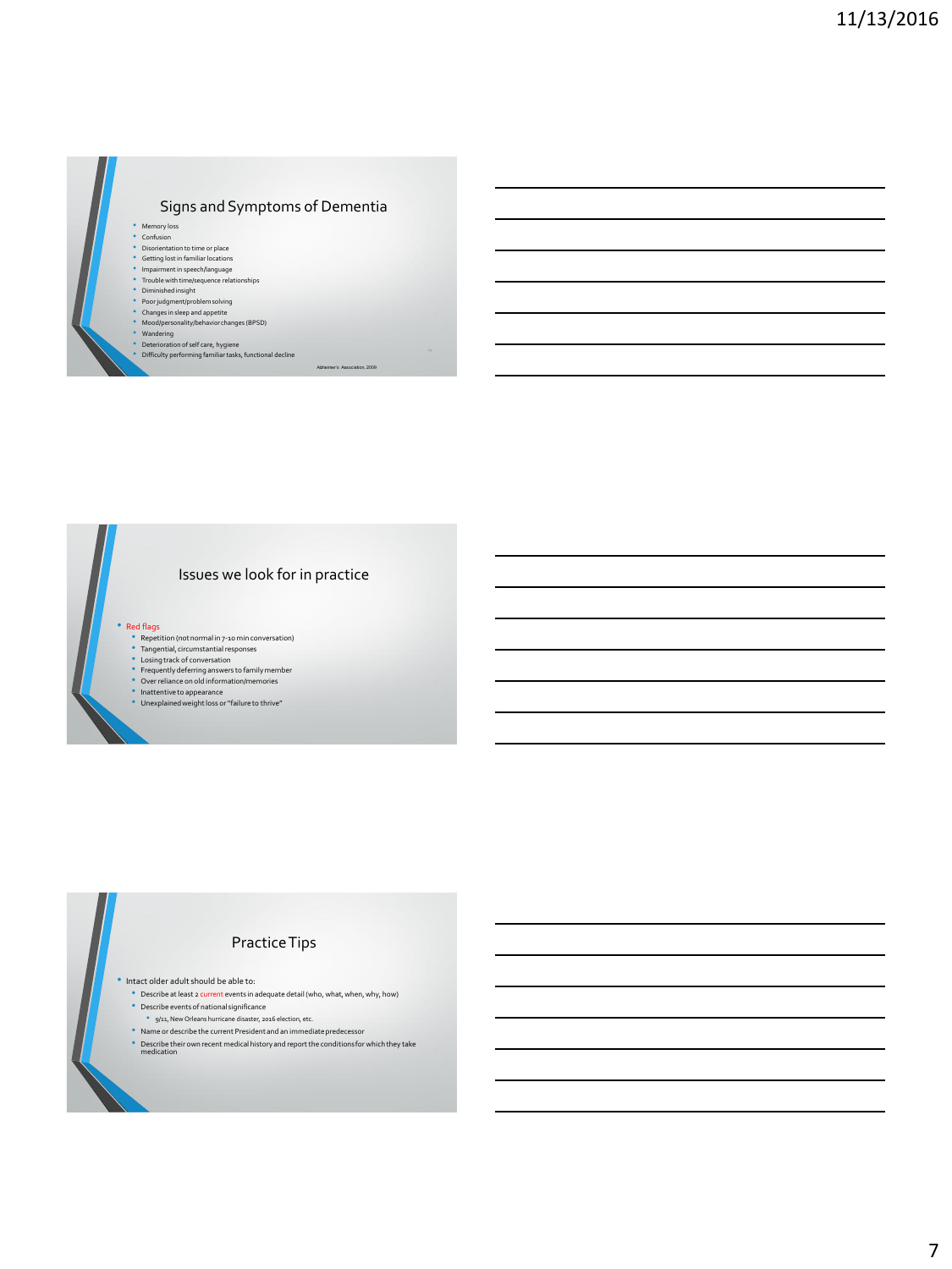## Signs and Symptoms of Dementia

- Memory loss
- Confusion
- Disorientation to time or place
- Getting lost in familiar locations
- Impairment in speech/language
- Trouble with time/sequence relationships
- Diminished insight
- Poor judgment/problem solving
- Changes in sleep and appetite
- Mood/personality/behavior changes (BPSD)
- Wandering
- Deterioration of self care, hygiene
- Difficulty performing familiar tasks, functional decline

Alzheimer's Association, 2009

## Issues we look for in practice

- Red flags
  - Repetition (not normal in 7-10 min conversation)
  - Tangential, circumstantial responses
  - Losing track of conversation
  - Frequently deferring answers to family member
  - Over reliance on old information/memories
  - Inattentive to appearance
  - Unexplained weight loss or "failure to thrive"

## Practice Tips

- Intact older adult should be able to:
  - Describe at least 2 current events in adequate detail (who, what, when, why, how)
  - Describe events of national significance
    - 9/11, New Orleans hurricane disaster, 2016 election, etc.
  - Name or describe the current President and an immediate predecessor
  - Describe their own recent medical history and report the conditions for which they take medication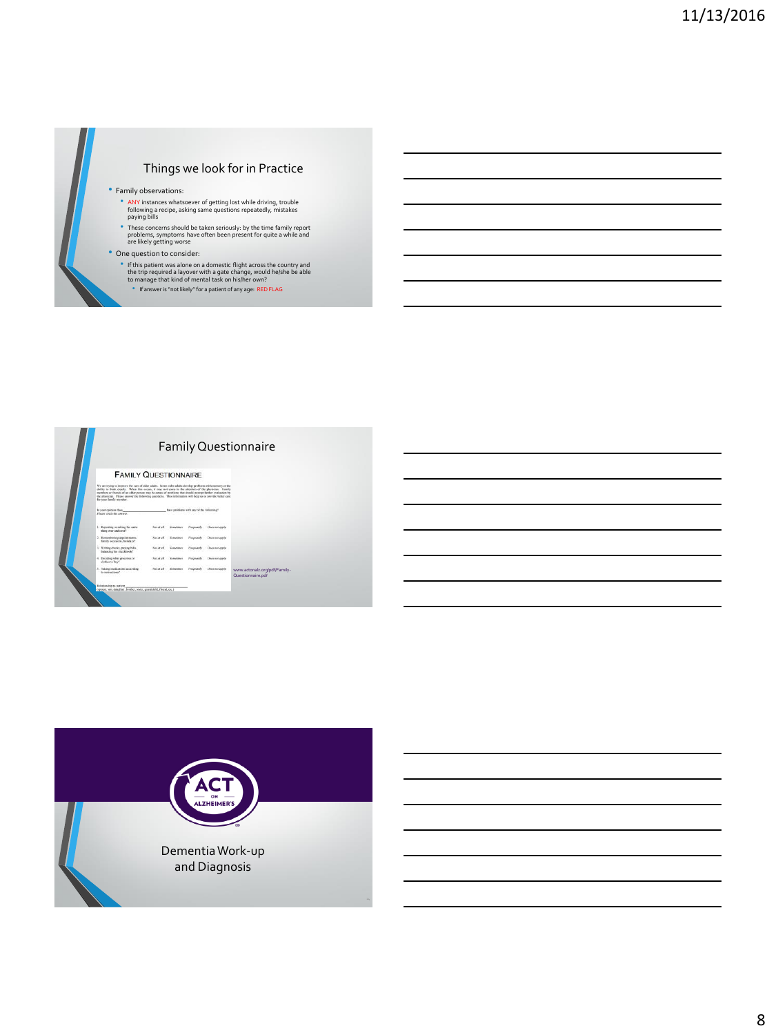## Things we look for in Practice

- Family observations:
  - ANY instances whatsoever of getting lost while driving, trouble following a recipe, asking same questions repeatedly, mistakes paying bills
  - These concerns should be taken seriously: by the time family report problems, symptoms have often been present for quite a while and are likely getting worse
- One question to consider:
  - If this patient was alone on a domestic flight across the country and the trip required a layover with a gate change, would he/she be able to manage that kind of mental task on his/her own?
    - If answer is "not likely" for a patient of any age: RED FLAG

## Family Questionnaire

www.actonalz.org/pdf/Family-Questionnaire.pdf

## Dementia Work-up and Diagnosis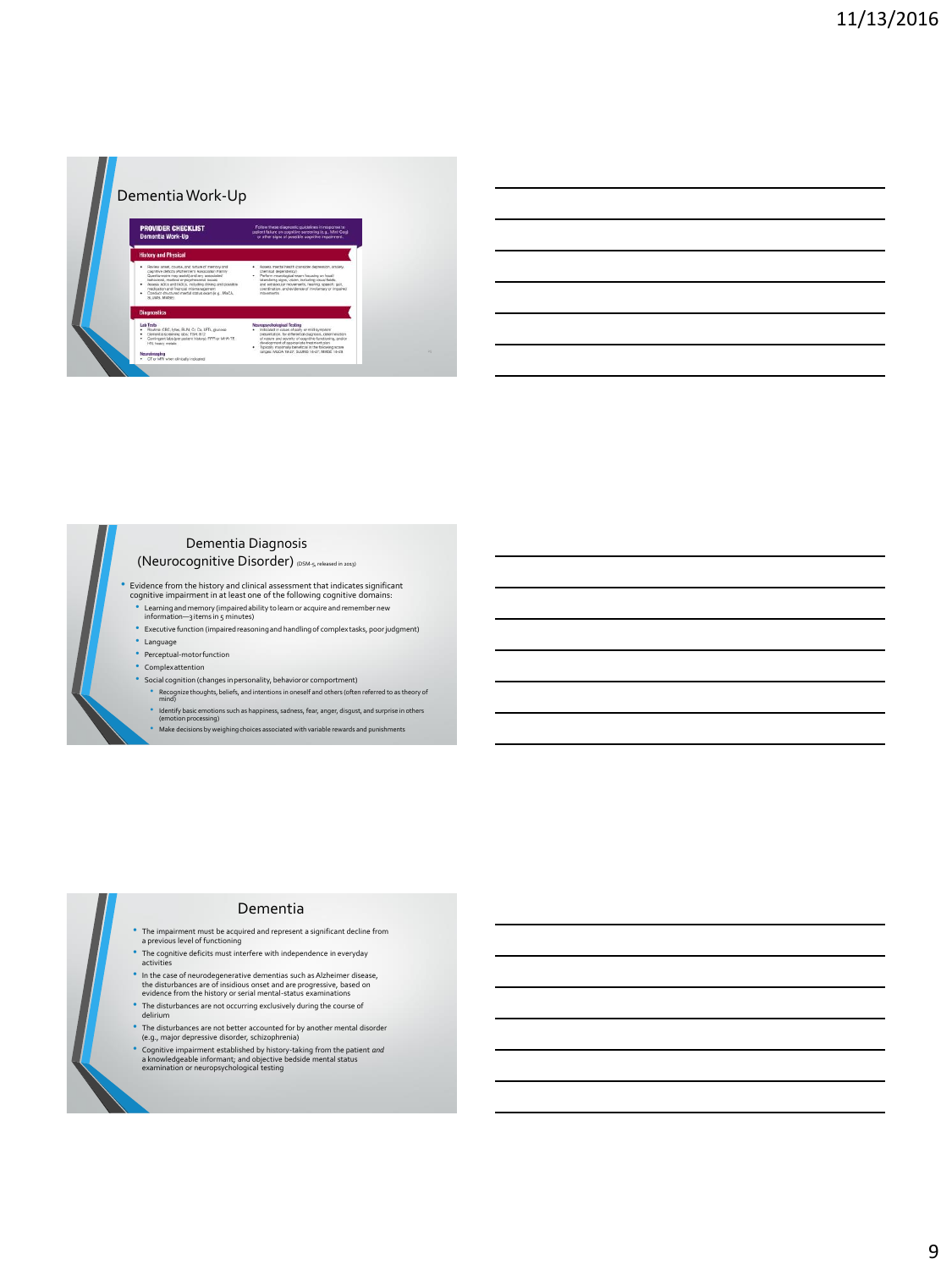## Dementia Work-Up

**PROVIDER CHECKLIST**
**Dementia Work-Up**

Follow these diagnostic guidelines in response to patient failure on cognitive screening (e.g., Mini-Cog) or other signs of possible cognitive impairment.

**History and Physical**

- Review onset, course, and nature of memory and cognitive deficits (Alzheimer's Association family Questionnaire may assist) and any associated behavioral, medical or psychosocial issues
- Assess IADLs and ADLs, including driving and possible medication and financial mismanagement
- Conduct structured mental status exam (e.g., MoCA, SLUMS, MMSE)
- Assess mental health (consider depression, anxiety, chemical dependency)
- Perform neurological exam focusing on focal/lateralizing signs, vision, including visual fields, and extraocular movements, hearing, speech, gait, coordination, and evidence of involuntary or impaired movements

**Diagnostics**

**Lab Tests**

- Routine: CBC, lytes, BUN, Cr, Ca, LFTs, glucose
- Dementia screening labs: TSH, B12
- Contingent labs (per patient history): RPR or MHA-TP, HIV, heavy metals

**Neuroimaging**

- CT or MRI when clinically indicated

**Neuropsychological Testing**

- Indicated in cases of early or mild symptom presentation, for differential diagnosis, determination of nature and severity of cognitive functioning, and/or development of appropriate treatment plan
- Typically, maximally beneficial in the following score ranges: MoCA 18-27, SLUMS 16-27, MMSE 18-28

## Dementia Diagnosis (Neurocognitive Disorder) (DSM-5, released in 2013)

- Evidence from the history and clinical assessment that indicates significant cognitive impairment in at least one of the following cognitive domains:
  - Learning and memory (impaired ability to learn or acquire and remember new information—3 items in 5 minutes)
  - Executive function (impaired reasoning and handling of complex tasks, poor judgment)
  - Language
  - Perceptual-motor function
  - Complex attention
  - Social cognition (changes in personality, behavior or comportment)
    - Recognize thoughts, beliefs, and intentions in oneself and others (often referred to as theory of mind)
    - Identify basic emotions such as happiness, sadness, fear, anger, disgust, and surprise in others (emotion processing)
    - Make decisions by weighing choices associated with variable rewards and punishments

## Dementia

- The impairment must be acquired and represent a significant decline from a previous level of functioning
- The cognitive deficits must interfere with independence in everyday activities
- In the case of neurodegenerative dementias such as Alzheimer disease, the disturbances are of insidious onset and are progressive, based on evidence from the history or serial mental-status examinations
- The disturbances are not occurring exclusively during the course of delirium
- The disturbances are not better accounted for by another mental disorder (e.g., major depressive disorder, schizophrenia)
- Cognitive impairment established by history-taking from the patient *and* a knowledgeable informant; and objective bedside mental status examination or neuropsychological testing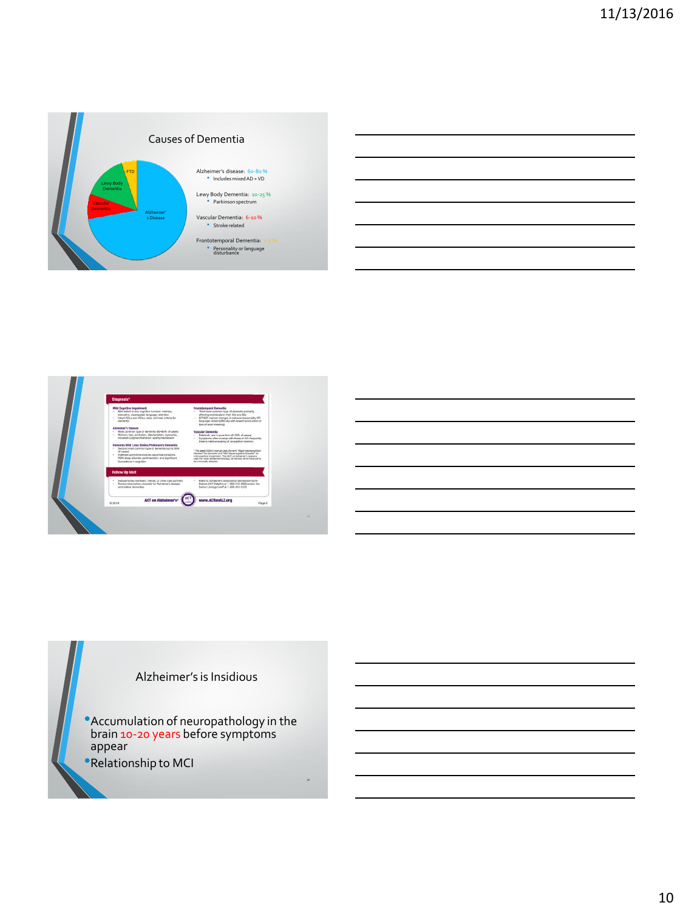## Causes of Dementia

FTD

Lewy Body Dementia

Vascular Dementia

Alzheimer's Disease

Alzheimer's disease: 60-80 %
- Includes mixed AD + VD

Lewy Body Dementia: 10-25 %
- Parkinson spectrum

Vascular Dementia: 6-10 %
- Stroke related

Frontotemporal Dementia: 2-5 %
- Personality or language disturbance

---

**Diagnosis***

**Mild Cognitive Impairment**
- Mild decline in one cognitive function: memory, executive, visuospatial, language, attention
- Intact ADLs and IADLs; does not meet criteria for dementia

**Alzheimer's Disease**
- Most common type of dementia (60-80% of cases)
- Memory loss, confusion, disorientation, dysnomia, impaired judgment/behavior, apathy/depression

**Dementia With Lewy Bodies/Parkinson's Dementia**
- Second most common type of dementia (up to 30% of cases)
- Hallmark symptoms include visual hallucinations, REM sleep disorder, parkinsonism, and significant fluctuations in cognition

**Frontotemporal Dementia**
- Third most common type of dementia primarily affecting individuals in their 50s and 60s
- EITHER marked changes in behavior/personality OR language variant (difficulty with speech production or loss of word meaning)

**Vascular Dementia**
- Relatively rare in pure form (6-10% of cases)
- Symptoms often overlap with those of AD; frequently there is relative sparing of recognition memory

* The latest DSM-5 manual uses the term "Major Neurocognitive Disorder" for dementia and "Mild Neurocognitive Disorder" for mild cognitive impairment. This ACT on Alzheimer's resource uses the more familiar terminology as the new terms have yet to be universally adopted.

**Follow Up Visit**
- Include family members, friends, or other care partners
- Review intervention checklist for Alzheimer's disease and related dementias
- Refer to Alzheimer's Association Minnesota-North Dakota 24/7 Helpline at 1-800-272-3900 and/or the Senior LinkAge Line® at 1-800-333-2433

© 2014 ACT on Alzheimer's® www.ACTonALZ.org Page 2

---

## Alzheimer's is Insidious

- Accumulation of neuropathology in the brain 10-20 years before symptoms appear
- Relationship to MCI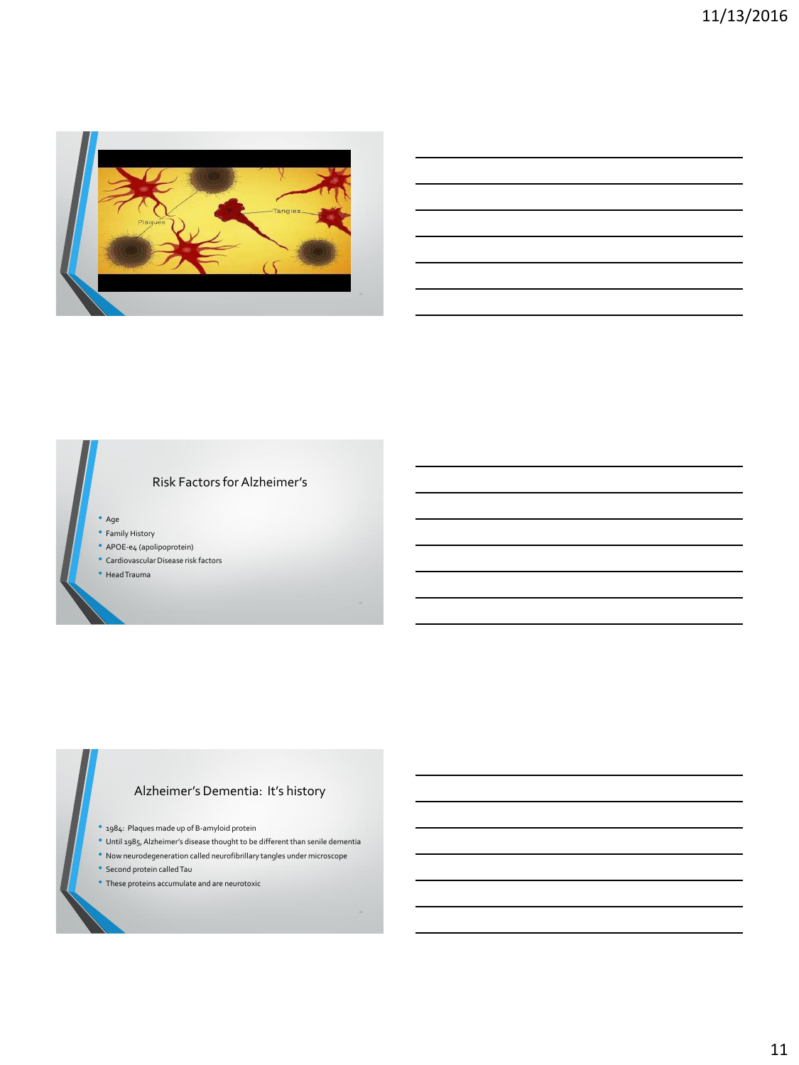## Risk Factors for Alzheimer's

- Age
- Family History
- APOE-e4 (apolipoprotein)
- Cardiovascular Disease risk factors
- Head Trauma

## Alzheimer's Dementia: It's history

- 1984: Plaques made up of B-amyloid protein
- Until 1985, Alzheimer's disease thought to be different than senile dementia
- Now neurodegeneration called neurofibrillary tangles under microscope
- Second protein called Tau
- These proteins accumulate and are neurotoxic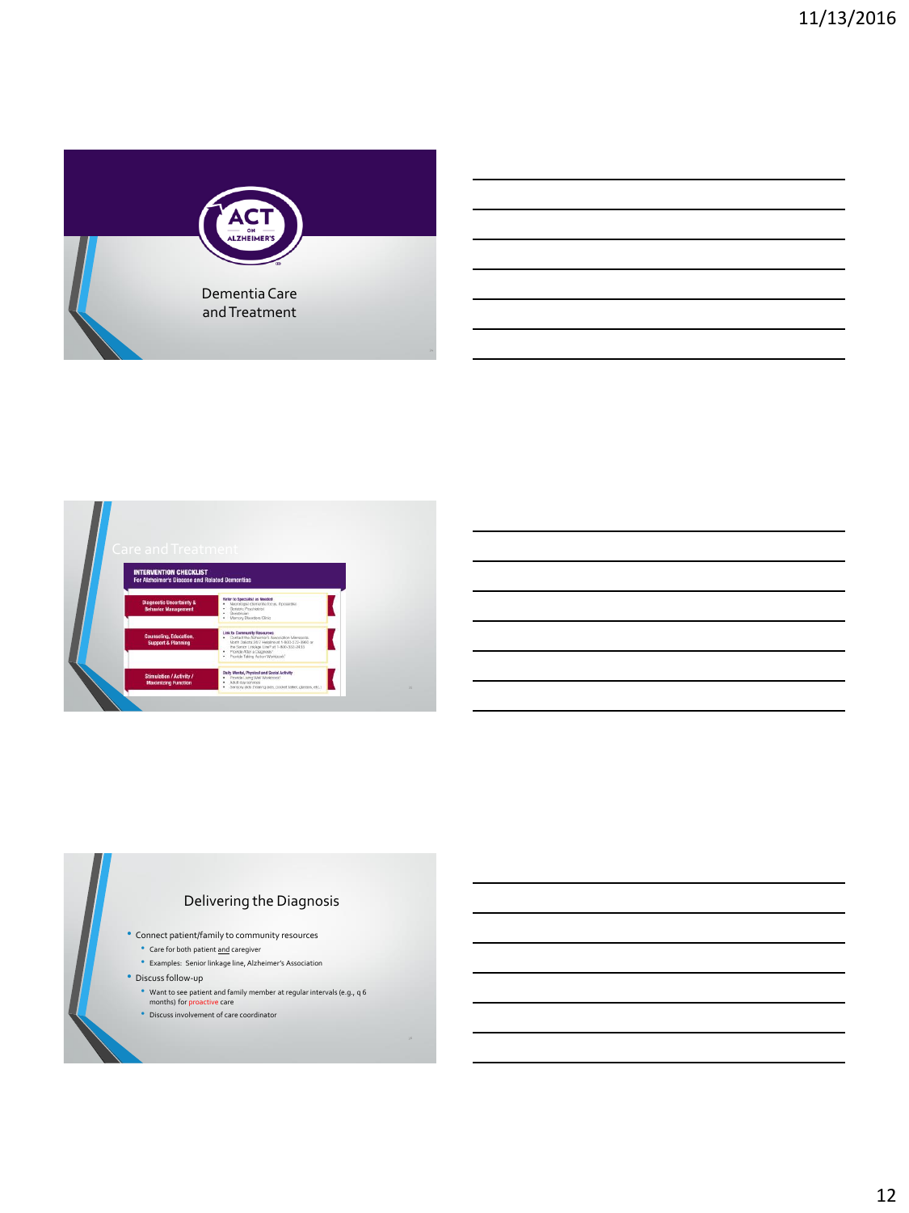Dementia Care and Treatment

## Care and Treatment

**INTERVENTION CHECKLIST**
For Alzheimer's Disease and Related Dementias

| | |
|---|---|
| Diagnostic Uncertainty & Behavior Management | Refer to Specialist as Needed |
| Counseling, Education, Support & Planning | Link to Community Resources |
| Stimulation / Activity / Maximizing Function | Daily Mental, Physical and Social Activity |

## Delivering the Diagnosis

- Connect patient/family to community resources
  - Care for both patient and caregiver
  - Examples: Senior linkage line, Alzheimer's Association
- Discuss follow-up
  - Want to see patient and family member at regular intervals (e.g., q 6 months) for proactive care
  - Discuss involvement of care coordinator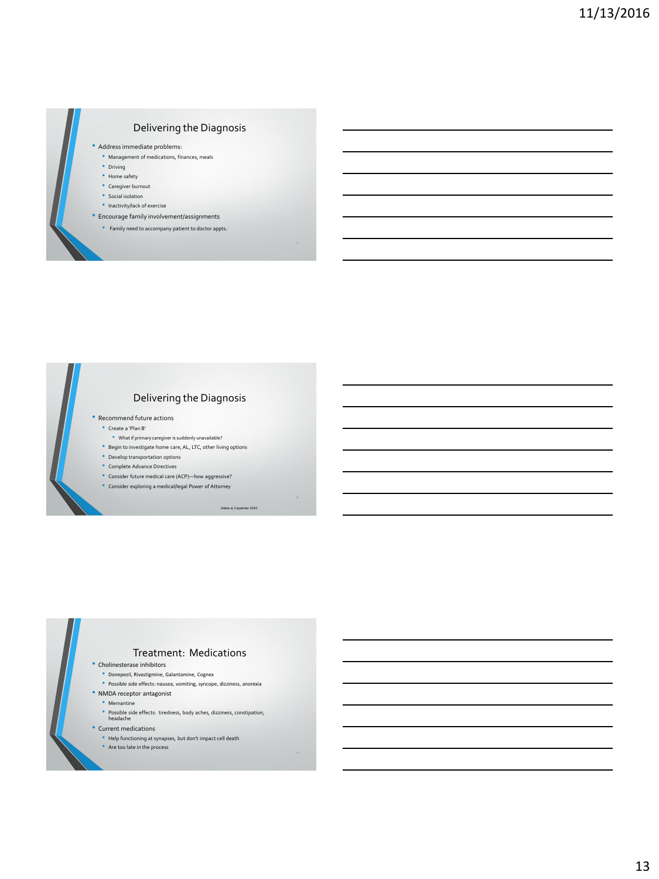## Delivering the Diagnosis

- Address immediate problems:
  - Management of medications, finances, meals
  - Driving
  - Home safety
  - Caregiver burnout
  - Social isolation
  - Inactivity/lack of exercise
- Encourage family involvement/assignments
  - Family need to accompany patient to doctor appts.

## Delivering the Diagnosis

- Recommend future actions
  - Create a 'Plan B'
    - What if primary caregiver is suddenly unavailable?
  - Begin to investigate home care, AL, LTC, other living options
  - Develop transportation options
  - Complete Advance Directives
  - Consider future medical care (ACP)—how aggressive?
  - Consider exploring a medical/legal Power of Attorney

Zaleta & Carpenter 2010

## Treatment: Medications

- Cholinesterase inhibitors
  - Donepezil, Rivastigmine, Galantamine, Cognex
  - Possible side effects: nausea, vomiting, syncope, dizziness, anorexia
- NMDA receptor antagonist
  - Memantine
  - Possible side effects: tiredness, body aches, dizziness, constipation, headache
- Current medications
  - Help functioning at synapses, but don't impact cell death
  - Are too late in the process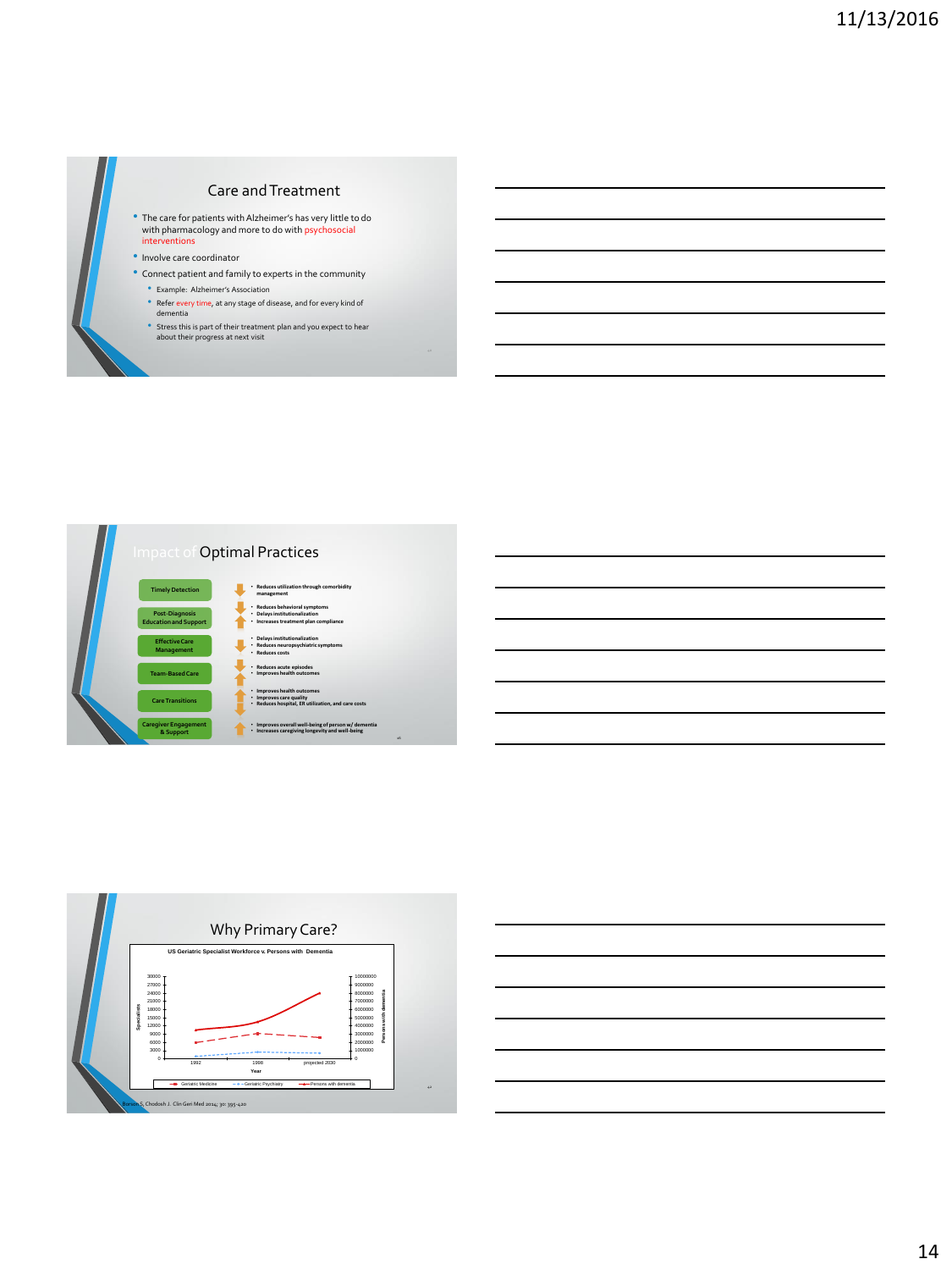## Care and Treatment

- The care for patients with Alzheimer's has very little to do with pharmacology and more to do with psychosocial interventions
- Involve care coordinator
- Connect patient and family to experts in the community
  - Example: Alzheimer's Association
  - Refer every time, at any stage of disease, and for every kind of dementia
  - Stress this is part of their treatment plan and you expect to hear about their progress at next visit

## Impact of Optimal Practices

| Practice | Impact |
|---|---|
| Timely Detection | • Reduces utilization through comorbidity management |
| Post-Diagnosis Education and Support | • Reduces behavioral symptoms<br>• Delays institutionalization<br>• Increases treatment plan compliance |
| Effective Care Management | • Delays institutionalization<br>• Reduces neuropsychiatric symptoms<br>• Reduces costs |
| Team-Based Care | • Reduces acute episodes<br>• Improves health outcomes |
| Care Transitions | • Improves health outcomes<br>• Improves care quality<br>• Reduces hospital, ER utilization, and care costs |
| Caregiver Engagement & Support | • Improves overall well-being of person w/ dementia<br>• Increases caregiving longevity and well-being |

## Why Primary Care?

US Geriatric Specialist Workforce v. Persons with Dementia

Legend: Geriatric Medicine; Geriatric Psychiatry; Persons with dementia

Y-axis (left): Specialists (0–30000); Y-axis (right): Persons with dementia (0–10000000); X-axis: Year (1992, 1998, projected 2030)

Borson S, Chodosh J. Clin Geri Med 2014; 30: 395-420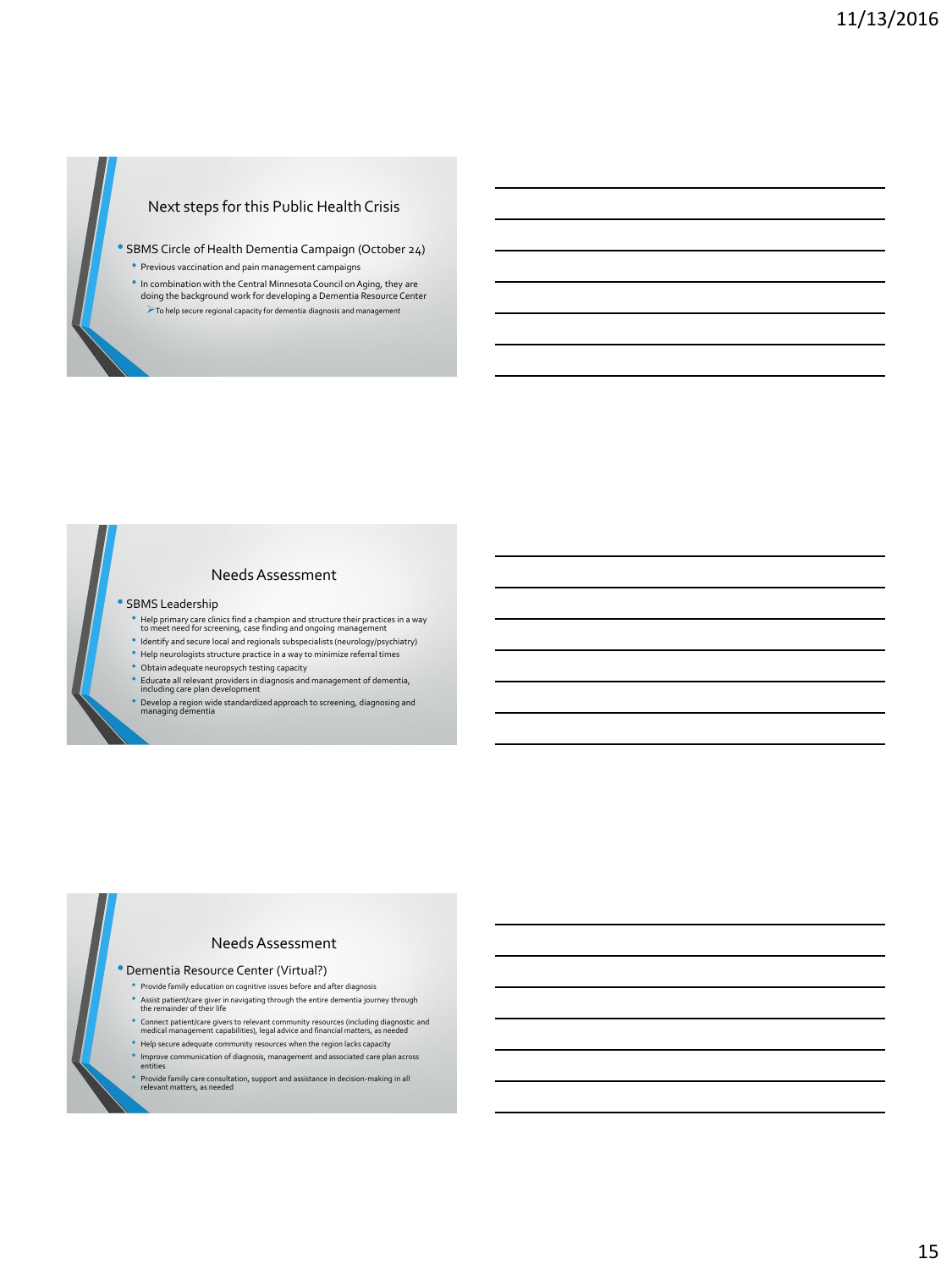## Next steps for this Public Health Crisis

- SBMS Circle of Health Dementia Campaign (October 24)
  - Previous vaccination and pain management campaigns
  - In combination with the Central Minnesota Council on Aging, they are doing the background work for developing a Dementia Resource Center
    - To help secure regional capacity for dementia diagnosis and management

## Needs Assessment

- SBMS Leadership
  - Help primary care clinics find a champion and structure their practices in a way to meet need for screening, case finding and ongoing management
  - Identify and secure local and regionals subspecialists (neurology/psychiatry)
  - Help neurologists structure practice in a way to minimize referral times
  - Obtain adequate neuropsych testing capacity
  - Educate all relevant providers in diagnosis and management of dementia, including care plan development
  - Develop a region wide standardized approach to screening, diagnosing and managing dementia

## Needs Assessment

- Dementia Resource Center (Virtual?)
  - Provide family education on cognitive issues before and after diagnosis
  - Assist patient/care giver in navigating through the entire dementia journey through the remainder of their life
  - Connect patient/care givers to relevant community resources (including diagnostic and medical management capabilities), legal advice and financial matters, as needed
  - Help secure adequate community resources when the region lacks capacity
  - Improve communication of diagnosis, management and associated care plan across entities
  - Provide family care consultation, support and assistance in decision-making in all relevant matters, as needed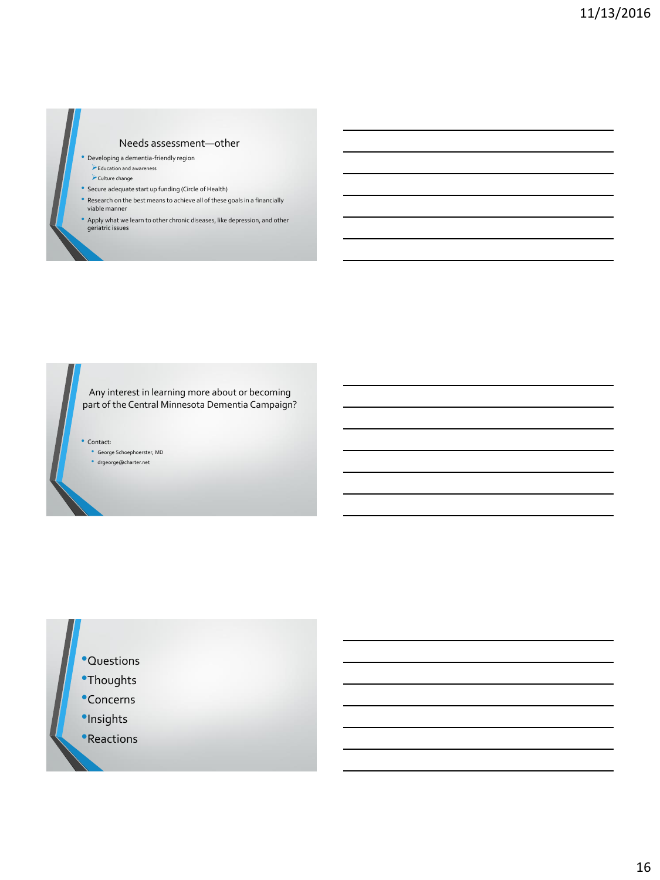## Needs assessment—other

- Developing a dementia-friendly region
  - Education and awareness
  - Culture change
- Secure adequate start up funding (Circle of Health)
- Research on the best means to achieve all of these goals in a financially viable manner
- Apply what we learn to other chronic diseases, like depression, and other geriatric issues

## Any interest in learning more about or becoming part of the Central Minnesota Dementia Campaign?

- Contact:
  - George Schoephoerster, MD
  - drgeorge@charter.net

- Questions
- Thoughts
- Concerns
- Insights
- Reactions